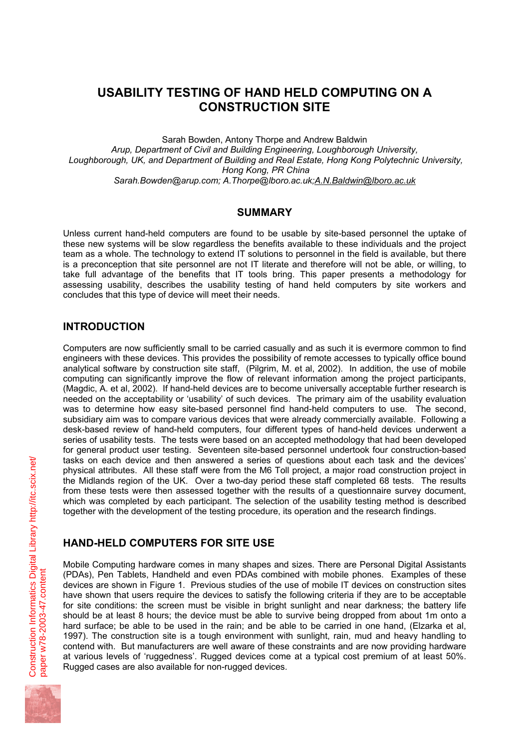# USABILITY TESTING OF HAND HELD COMPUTING ON A CONSTRUCTION SITE

Sarah Bowden, Antony Thorpe and Andrew Baldwin

*Arup, Department of Civil and Building Engineering, Loughborough University, Loughborough, UK, and Department of Building and Real Estate, Hong Kong Polytechnic University, Hong Kong, PR China*

*Sarah.Bowden@arup.com; A.Thorpe@lboro.ac.uk;A.N.Baldwin@lboro.ac.uk*

## SUMMARY

Unless current hand-held computers are found to be usable by site-based personnel the uptake of these new systems will be slow regardless the benefits available to these individuals and the project team as a whole. The technology to extend IT solutions to personnel in the field is available, but there is a preconception that site personnel are not IT literate and therefore will not be able, or willing, to take full advantage of the benefits that IT tools bring. This paper presents a methodology for assessing usability, describes the usability testing of hand held computers by site workers and concludes that this type of device will meet their needs.

## INTRODUCTION

Computers are now sufficiently small to be carried casually and as such it is evermore common to find engineers with these devices. This provides the possibility of remote accesses to typically office bound analytical software by construction site staff, (Pilgrim, M. et al, 2002). In addition, the use of mobile computing can significantly improve the flow of relevant information among the project participants, (Magdic, A. et al, 2002). If hand-held devices are to become universally acceptable further research is needed on the acceptability or 'usability' of such devices. The primary aim of the usability evaluation was to determine how easy site-based personnel find hand-held computers to use. The second, subsidiary aim was to compare various devices that were already commercially available. Following a desk-based review of hand-held computers, four different types of hand-held devices underwent a series of usability tests. The tests were based on an accepted methodology that had been developed for general product user testing. Seventeen site-based personnel undertook four construction-based tasks on each device and then answered a series of questions about each task and the devices' physical attributes. All these staff were from the M6 Toll project, a major road construction project in the Midlands region of the UK. Over a two-day period these staff completed 68 tests. The results from these tests were then assessed together with the results of a questionnaire survey document, which was completed by each participant. The selection of the usability testing method is described together with the development of the testing procedure, its operation and the research findings.

## HAND-HELD COMPUTERS FOR SITE USE

Mobile Computing hardware comes in many shapes and sizes. There are Personal Digital Assistants (PDAs), Pen Tablets, Handheld and even PDAs combined with mobile phones. Examples of these devices are shown in Figure 1. Previous studies of the use of mobile IT devices on construction sites have shown that users require the devices to satisfy the following criteria if they are to be acceptable for site conditions: the screen must be visible in bright sunlight and near darkness; the battery life should be at least 8 hours; the device must be able to survive being dropped from about 1m onto a hard surface; be able to be used in the rain; and be able to be carried in one hand, (Elzarka et al, 1997). The construction site is a tough environment with sunlight, rain, mud and heavy handling to contend with. But manufacturers are well aware of these constraints and are now providing hardware at various levels of 'ruggedness'. Rugged devices come at a typical cost premium of at least 50%. Rugged cases are also available for non-rugged devices.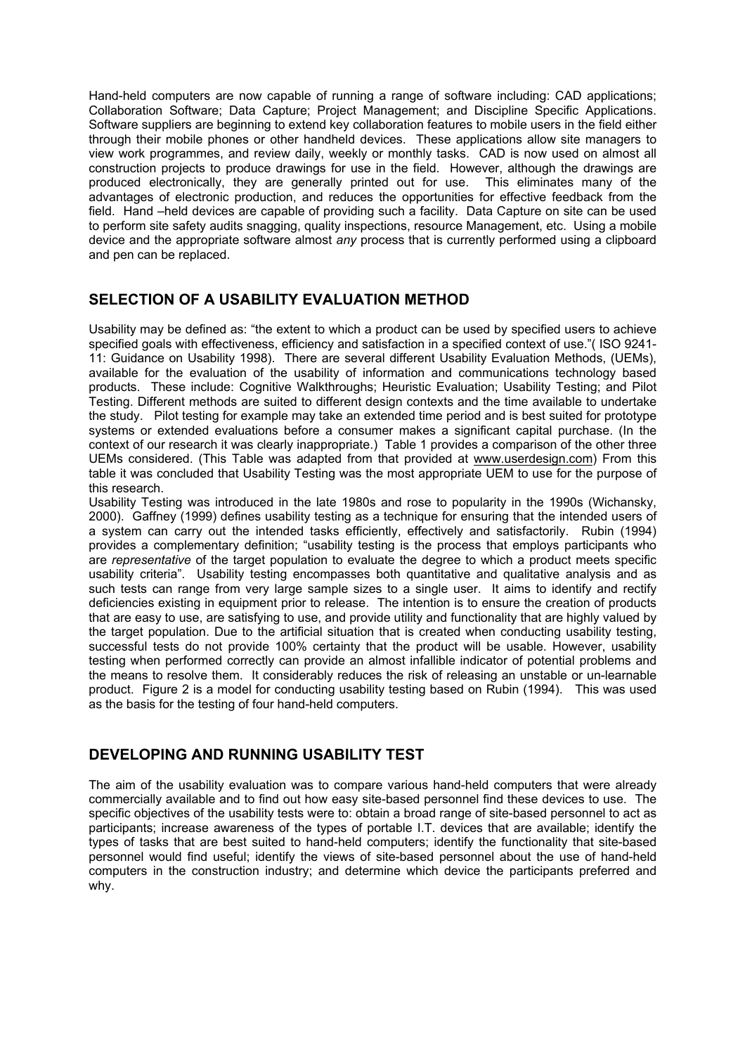Hand-held computers are now capable of running a range of software including: CAD applications; Collaboration Software; Data Capture; Project Management; and Discipline Specific Applications. Software suppliers are beginning to extend key collaboration features to mobile users in the field either through their mobile phones or other handheld devices. These applications allow site managers to view work programmes, and review daily, weekly or monthly tasks. CAD is now used on almost all construction projects to produce drawings for use in the field. However, although the drawings are produced electronically, they are generally printed out for use. This eliminates many of the advantages of electronic production, and reduces the opportunities for effective feedback from the field. Hand –held devices are capable of providing such a facility. Data Capture on site can be used to perform site safety audits snagging, quality inspections, resource Management, etc. Using a mobile device and the appropriate software almost *any* process that is currently performed using a clipboard and pen can be replaced.

## SELECTION OF A USABILITY EVALUATION METHOD

Usability may be defined as: "the extent to which a product can be used by specified users to achieve specified goals with effectiveness, efficiency and satisfaction in a specified context of use."( ISO 9241-11: Guidance on Usability 1998). There are several different Usability Evaluation Methods, (UEMs), available for the evaluation of the usability of information and communications technology based products. These include: Cognitive Walkthroughs; Heuristic Evaluation; Usability Testing; and Pilot Testing. Different methods are suited to different design contexts and the time available to undertake the study. Pilot testing for example may take an extended time period and is best suited for prototype systems or extended evaluations before a consumer makes a significant capital purchase. (In the context of our research it was clearly inappropriate.) Table 1 provides a comparison of the other three UEMs considered. (This Table was adapted from that provided at www.userdesign.com) From this table it was concluded that Usability Testing was the most appropriate UEM to use for the purpose of this research.

Usability Testing was introduced in the late 1980s and rose to popularity in the 1990s (Wichansky, 2000). Gaffney (1999) defines usability testing as a technique for ensuring that the intended users of a system can carry out the intended tasks efficiently, effectively and satisfactorily. Rubin (1994) provides a complementary definition; "usability testing is the process that employs participants who are *representative* of the target population to evaluate the degree to which a product meets specific usability criteria". Usability testing encompasses both quantitative and qualitative analysis and as such tests can range from very large sample sizes to a single user. It aims to identify and rectify deficiencies existing in equipment prior to release. The intention is to ensure the creation of products that are easy to use, are satisfying to use, and provide utility and functionality that are highly valued by the target population. Due to the artificial situation that is created when conducting usability testing, successful tests do not provide 100% certainty that the product will be usable. However, usability testing when performed correctly can provide an almost infallible indicator of potential problems and the means to resolve them. It considerably reduces the risk of releasing an unstable or un-learnable product. Figure 2 is a model for conducting usability testing based on Rubin (1994). This was used as the basis for the testing of four hand-held computers.

## DEVELOPING AND RUNNING USABILITY TEST

The aim of the usability evaluation was to compare various hand-held computers that were already commercially available and to find out how easy site-based personnel find these devices to use. The specific objectives of the usability tests were to: obtain a broad range of site-based personnel to act as participants; increase awareness of the types of portable I.T. devices that are available; identify the types of tasks that are best suited to hand-held computers; identify the functionality that site-based personnel would find useful; identify the views of site-based personnel about the use of hand-held computers in the construction industry; and determine which device the participants preferred and why.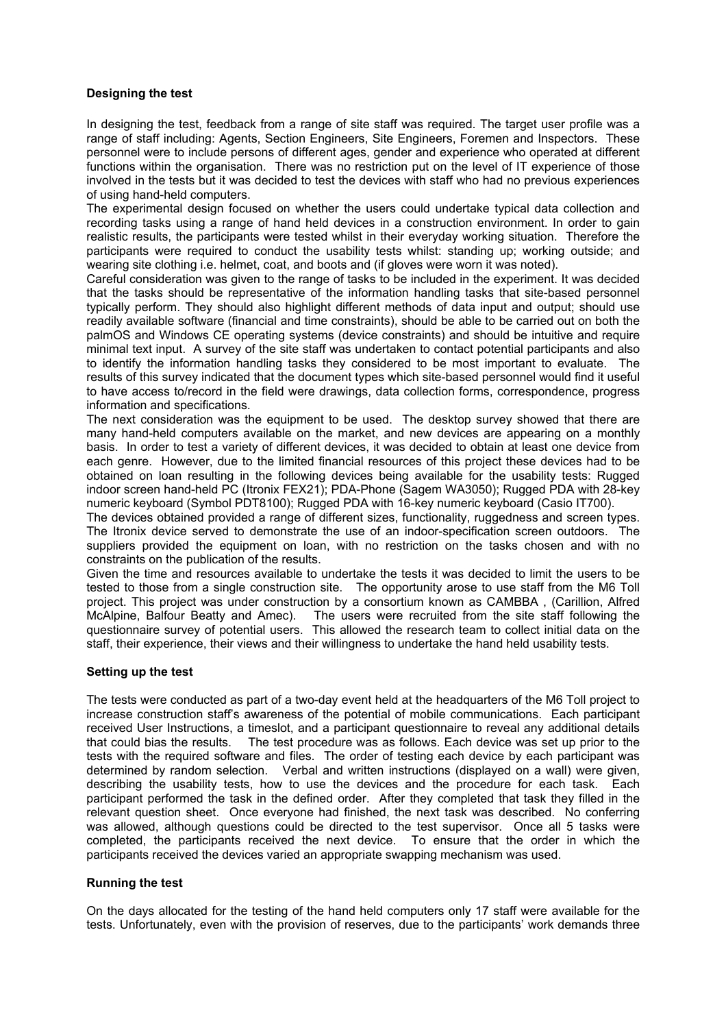**Designing the test**

In designing the test, feedback from a range of site staff was required. The target user profile was a range of staff including: Agents, Section Engineers, Site Engineers, Foremen and Inspectors. These personnel were to include persons of different ages, gender and experience who operated at different functions within the organisation. There was no restriction put on the level of IT experience of those involved in the tests but it was decided to test the devices with staff who had no previous experiences of using hand-held computers.

The experimental design focused on whether the users could undertake typical data collection and recording tasks using a range of hand held devices in a construction environment. In order to gain realistic results, the participants were tested whilst in their everyday working situation. Therefore the participants were required to conduct the usability tests whilst: standing up; working outside; and wearing site clothing i.e. helmet, coat, and boots and (if gloves were worn it was noted).

Careful consideration was given to the range of tasks to be included in the experiment. It was decided that the tasks should be representative of the information handling tasks that site-based personnel typically perform. They should also highlight different methods of data input and output; should use readily available software (financial and time constraints), should be able to be carried out on both the palmOS and Windows CE operating systems (device constraints) and should be intuitive and require minimal text input. A survey of the site staff was undertaken to contact potential participants and also to identify the information handling tasks they considered to be most important to evaluate. The results of this survey indicated that the document types which site-based personnel would find it useful to have access to/record in the field were drawings, data collection forms, correspondence, progress information and specifications.

The next consideration was the equipment to be used. The desktop survey showed that there are many hand-held computers available on the market, and new devices are appearing on a monthly basis. In order to test a variety of different devices, it was decided to obtain at least one device from each genre. However, due to the limited financial resources of this project these devices had to be obtained on loan resulting in the following devices being available for the usability tests: Rugged indoor screen hand-held PC (Itronix FEX21); PDA-Phone (Sagem WA3050); Rugged PDA with 28-key numeric keyboard (Symbol PDT8100); Rugged PDA with 16-key numeric keyboard (Casio IT700).

The devices obtained provided a range of different sizes, functionality, ruggedness and screen types. The Itronix device served to demonstrate the use of an indoor-specification screen outdoors. The suppliers provided the equipment on loan, with no restriction on the tasks chosen and with no constraints on the publication of the results.

Given the time and resources available to undertake the tests it was decided to limit the users to be tested to those from a single construction site. The opportunity arose to use staff from the M6 Toll project. This project was under construction by a consortium known as CAMBBA , (Carillion, Alfred McAlpine, Balfour Beatty and Amec). The users were recruited from the site staff following the questionnaire survey of potential users. This allowed the research team to collect initial data on the staff, their experience, their views and their willingness to undertake the hand held usability tests.

**Setting up the test**

The tests were conducted as part of a two-day event held at the headquarters of the M6 Toll project to increase construction staff's awareness of the potential of mobile communications. Each participant received User Instructions, a timeslot, and a participant questionnaire to reveal any additional details that could bias the results. The test procedure was as follows. Each device was set up prior to the tests with the required software and files. The order of testing each device by each participant was determined by random selection. Verbal and written instructions (displayed on a wall) were given, describing the usability tests, how to use the devices and the procedure for each task. Each participant performed the task in the defined order. After they completed that task they filled in the relevant question sheet. Once everyone had finished, the next task was described. No conferring was allowed, although questions could be directed to the test supervisor. Once all 5 tasks were completed, the participants received the next device. To ensure that the order in which the participants received the devices varied an appropriate swapping mechanism was used.

**Running the test**

On the days allocated for the testing of the hand held computers only 17 staff were available for the tests. Unfortunately, even with the provision of reserves, due to the participants' work demands three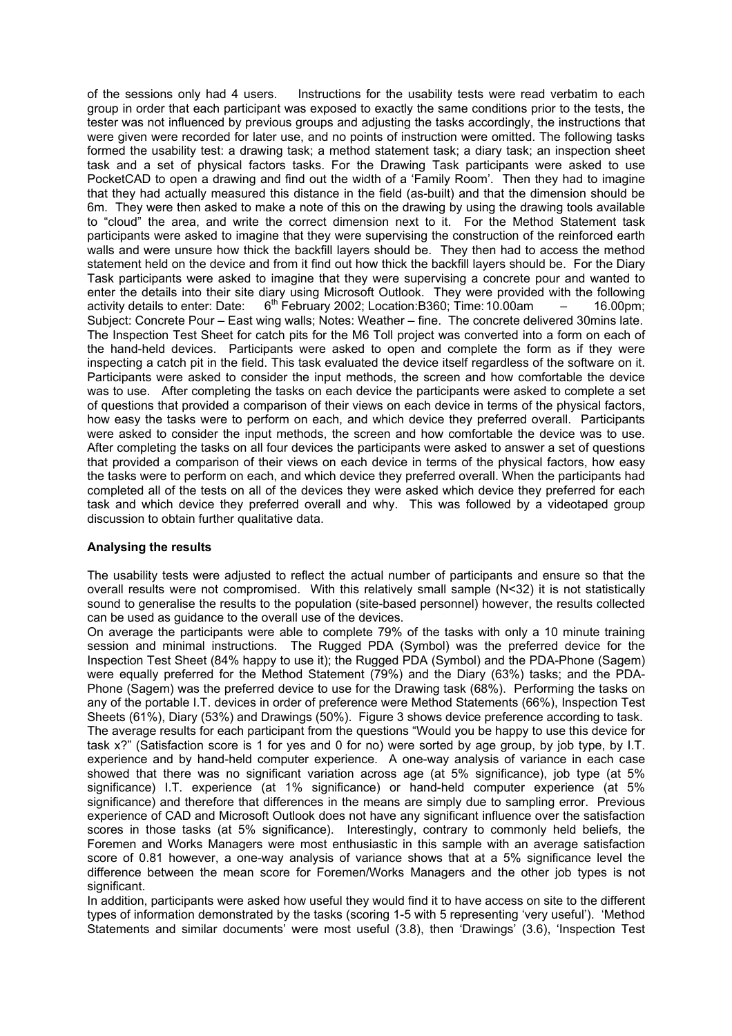of the sessions only had 4 users. Instructions for the usability tests were read verbatim to each group in order that each participant was exposed to exactly the same conditions prior to the tests, the tester was not influenced by previous groups and adjusting the tasks accordingly, the instructions that were given were recorded for later use, and no points of instruction were omitted. The following tasks formed the usability test: a drawing task; a method statement task; a diary task; an inspection sheet task and a set of physical factors tasks. For the Drawing Task participants were asked to use PocketCAD to open a drawing and find out the width of a 'Family Room'. Then they had to imagine that they had actually measured this distance in the field (as-built) and that the dimension should be 6m. They were then asked to make a note of this on the drawing by using the drawing tools available to "cloud" the area, and write the correct dimension next to it. For the Method Statement task participants were asked to imagine that they were supervising the construction of the reinforced earth walls and were unsure how thick the backfill layers should be. They then had to access the method statement held on the device and from it find out how thick the backfill layers should be. For the Diary Task participants were asked to imagine that they were supervising a concrete pour and wanted to enter the details into their site diary using Microsoft Outlook. They were provided with the following activity details to enter: Date: 6th February 2002; Location:B360; Time: 10.00am – 16.00pm; Subject: Concrete Pour – East wing walls; Notes: Weather – fine. The concrete delivered 30mins late. The Inspection Test Sheet for catch pits for the M6 Toll project was converted into a form on each of the hand-held devices. Participants were asked to open and complete the form as if they were inspecting a catch pit in the field. This task evaluated the device itself regardless of the software on it. Participants were asked to consider the input methods, the screen and how comfortable the device was to use. After completing the tasks on each device the participants were asked to complete a set of questions that provided a comparison of their views on each device in terms of the physical factors, how easy the tasks were to perform on each, and which device they preferred overall. Participants were asked to consider the input methods, the screen and how comfortable the device was to use. After completing the tasks on all four devices the participants were asked to answer a set of questions that provided a comparison of their views on each device in terms of the physical factors, how easy the tasks were to perform on each, and which device they preferred overall. When the participants had completed all of the tests on all of the devices they were asked which device they preferred for each task and which device they preferred overall and why. This was followed by a videotaped group discussion to obtain further qualitative data.

**Analysing the results**

The usability tests were adjusted to reflect the actual number of participants and ensure so that the overall results were not compromised. With this relatively small sample (N<32) it is not statistically sound to generalise the results to the population (site-based personnel) however, the results collected can be used as guidance to the overall use of the devices.

On average the participants were able to complete 79% of the tasks with only a 10 minute training session and minimal instructions. The Rugged PDA (Symbol) was the preferred device for the Inspection Test Sheet (84% happy to use it); the Rugged PDA (Symbol) and the PDA-Phone (Sagem) were equally preferred for the Method Statement (79%) and the Diary (63%) tasks; and the PDA-Phone (Sagem) was the preferred device to use for the Drawing task (68%). Performing the tasks on any of the portable I.T. devices in order of preference were Method Statements (66%), Inspection Test Sheets (61%), Diary (53%) and Drawings (50%). Figure 3 shows device preference according to task.

The average results for each participant from the questions "Would you be happy to use this device for task x?" (Satisfaction score is 1 for yes and 0 for no) were sorted by age group, by job type, by I.T. experience and by hand-held computer experience. A one-way analysis of variance in each case showed that there was no significant variation across age (at 5% significance), job type (at 5% significance) I.T. experience (at 1% significance) or hand-held computer experience (at 5% significance) and therefore that differences in the means are simply due to sampling error. Previous experience of CAD and Microsoft Outlook does not have any significant influence over the satisfaction scores in those tasks (at 5% significance). Interestingly, contrary to commonly held beliefs, the Foremen and Works Managers were most enthusiastic in this sample with an average satisfaction score of 0.81 however, a one-way analysis of variance shows that at a 5% significance level the difference between the mean score for Foremen/Works Managers and the other job types is not significant.

In addition, participants were asked how useful they would find it to have access on site to the different types of information demonstrated by the tasks (scoring 1-5 with 5 representing 'very useful'). 'Method Statements and similar documents' were most useful (3.8), then 'Drawings' (3.6), 'Inspection Test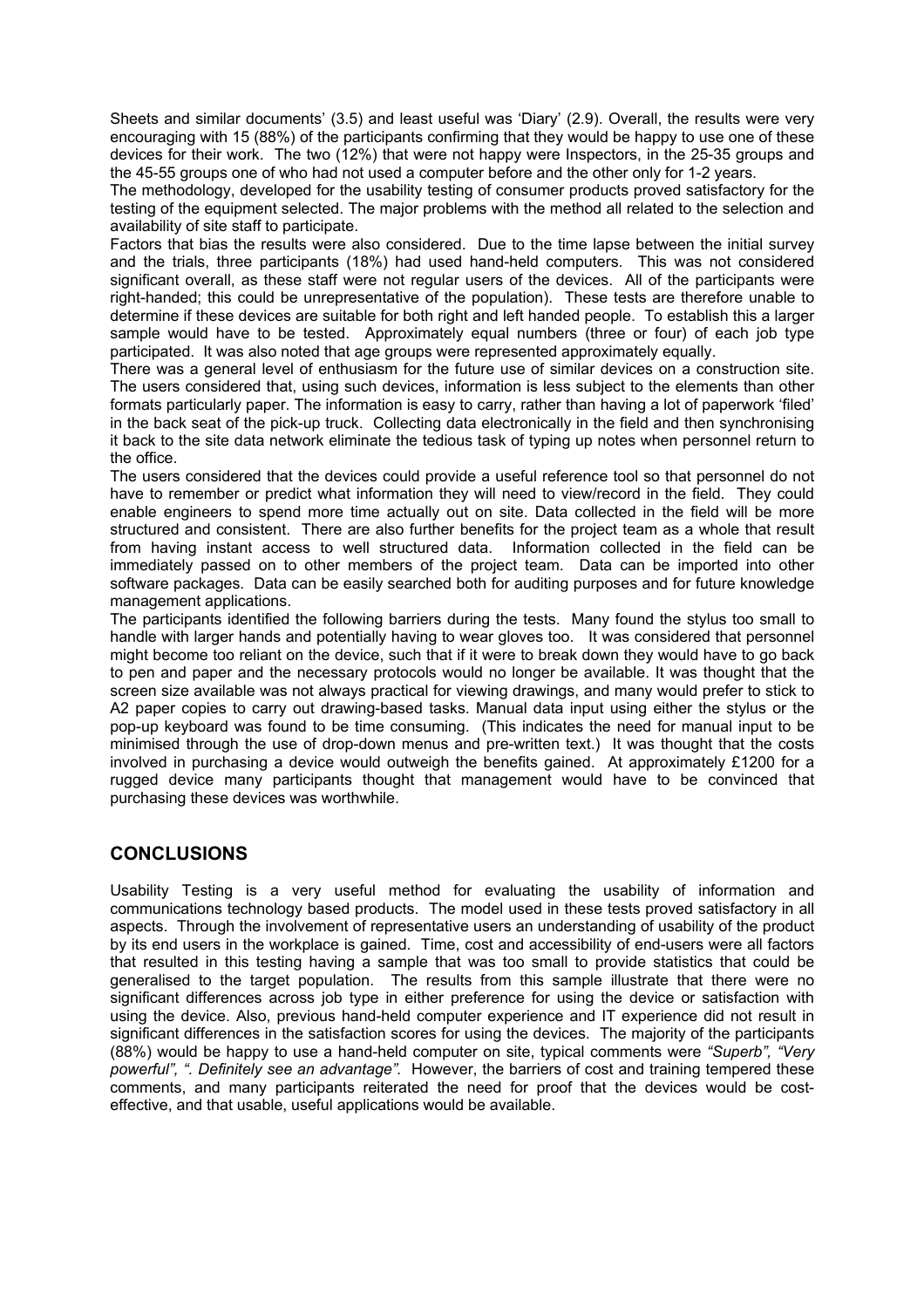Sheets and similar documents' (3.5) and least useful was 'Diary' (2.9). Overall, the results were very encouraging with 15 (88%) of the participants confirming that they would be happy to use one of these devices for their work. The two (12%) that were not happy were Inspectors, in the 25-35 groups and the 45-55 groups one of who had not used a computer before and the other only for 1-2 years.

The methodology, developed for the usability testing of consumer products proved satisfactory for the testing of the equipment selected. The major problems with the method all related to the selection and availability of site staff to participate.

Factors that bias the results were also considered. Due to the time lapse between the initial survey and the trials, three participants (18%) had used hand-held computers. This was not considered significant overall, as these staff were not regular users of the devices. All of the participants were right-handed; this could be unrepresentative of the population). These tests are therefore unable to determine if these devices are suitable for both right and left handed people. To establish this a larger sample would have to be tested. Approximately equal numbers (three or four) of each job type participated. It was also noted that age groups were represented approximately equally.

There was a general level of enthusiasm for the future use of similar devices on a construction site. The users considered that, using such devices, information is less subject to the elements than other formats particularly paper. The information is easy to carry, rather than having a lot of paperwork 'filed' in the back seat of the pick-up truck. Collecting data electronically in the field and then synchronising it back to the site data network eliminate the tedious task of typing up notes when personnel return to the office.

The users considered that the devices could provide a useful reference tool so that personnel do not have to remember or predict what information they will need to view/record in the field. They could enable engineers to spend more time actually out on site. Data collected in the field will be more structured and consistent. There are also further benefits for the project team as a whole that result from having instant access to well structured data. Information collected in the field can be immediately passed on to other members of the project team. Data can be imported into other software packages. Data can be easily searched both for auditing purposes and for future knowledge management applications.

The participants identified the following barriers during the tests. Many found the stylus too small to handle with larger hands and potentially having to wear gloves too. It was considered that personnel might become too reliant on the device, such that if it were to break down they would have to go back to pen and paper and the necessary protocols would no longer be available. It was thought that the screen size available was not always practical for viewing drawings, and many would prefer to stick to A2 paper copies to carry out drawing-based tasks. Manual data input using either the stylus or the pop-up keyboard was found to be time consuming. (This indicates the need for manual input to be minimised through the use of drop-down menus and pre-written text.) It was thought that the costs involved in purchasing a device would outweigh the benefits gained. At approximately £1200 for a rugged device many participants thought that management would have to be convinced that purchasing these devices was worthwhile.

## CONCLUSIONS

Usability Testing is a very useful method for evaluating the usability of information and communications technology based products. The model used in these tests proved satisfactory in all aspects. Through the involvement of representative users an understanding of usability of the product by its end users in the workplace is gained. Time, cost and accessibility of end-users were all factors that resulted in this testing having a sample that was too small to provide statistics that could be generalised to the target population. The results from this sample illustrate that there were no significant differences across job type in either preference for using the device or satisfaction with using the device. Also, previous hand-held computer experience and IT experience did not result in significant differences in the satisfaction scores for using the devices. The majority of the participants (88%) would be happy to use a hand-held computer on site, typical comments were *"Superb", "Very powerful", ". Definitely see an advantage"*. However, the barriers of cost and training tempered these comments, and many participants reiterated the need for proof that the devices would be cost-effective, and that usable, useful applications would be available.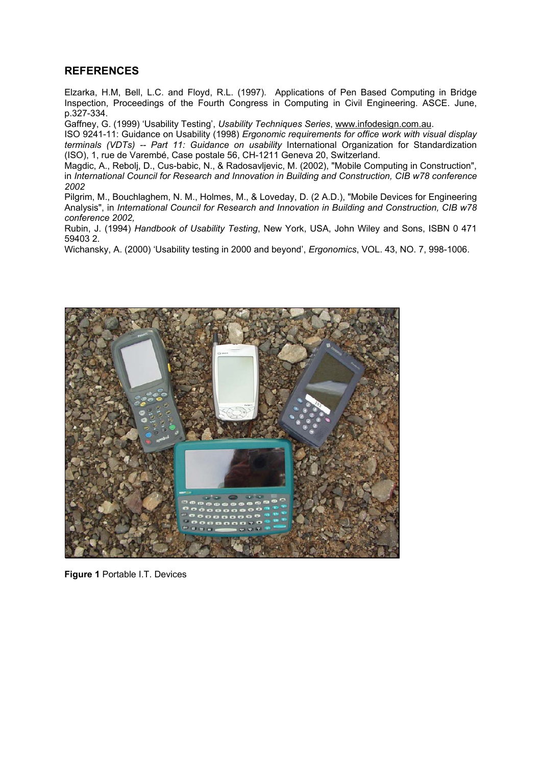## REFERENCES

Elzarka, H.M, Bell, L.C. and Floyd, R.L. (1997). Applications of Pen Based Computing in Bridge Inspection, Proceedings of the Fourth Congress in Computing in Civil Engineering. ASCE. June, p.327-334.

Gaffney, G. (1999) 'Usability Testing', *Usability Techniques Series*, www.infodesign.com.au.

ISO 9241-11: Guidance on Usability (1998) *Ergonomic requirements for office work with visual display terminals (VDTs) -- Part 11: Guidance on usability* International Organization for Standardization (ISO), 1, rue de Varembé, Case postale 56, CH-1211 Geneva 20, Switzerland.

Magdic, A., Rebolj, D., Cus-babic, N., & Radosavljevic, M. (2002), "Mobile Computing in Construction", in *International Council for Research and Innovation in Building and Construction, CIB w78 conference 2002*

Pilgrim, M., Bouchlaghem, N. M., Holmes, M., & Loveday, D. (2 A.D.), "Mobile Devices for Engineering Analysis", in *International Council for Research and Innovation in Building and Construction, CIB w78 conference 2002,*

Rubin, J. (1994) *Handbook of Usability Testing*, New York, USA, John Wiley and Sons, ISBN 0 471 59403 2.

Wichansky, A. (2000) 'Usability testing in 2000 and beyond', *Ergonomics*, VOL. 43, NO. 7, 998-1006.

**Figure 1** Portable I.T. Devices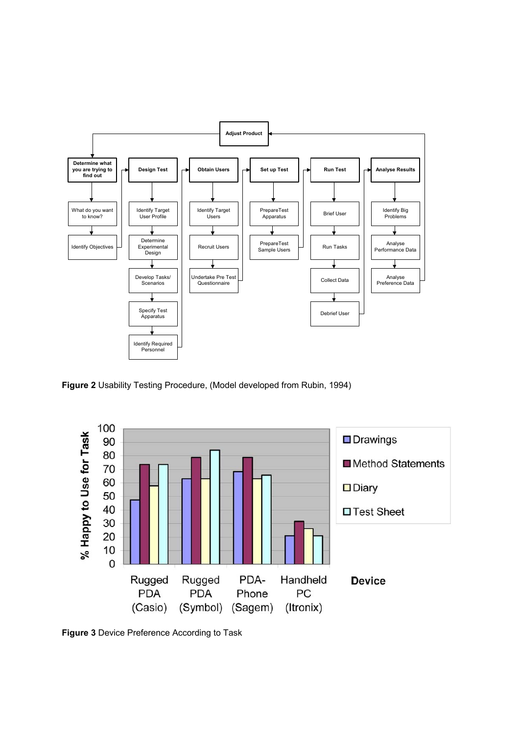**Figure 2** Usability Testing Procedure, (Model developed from Rubin, 1994)

**Figure 3** Device Preference According to Task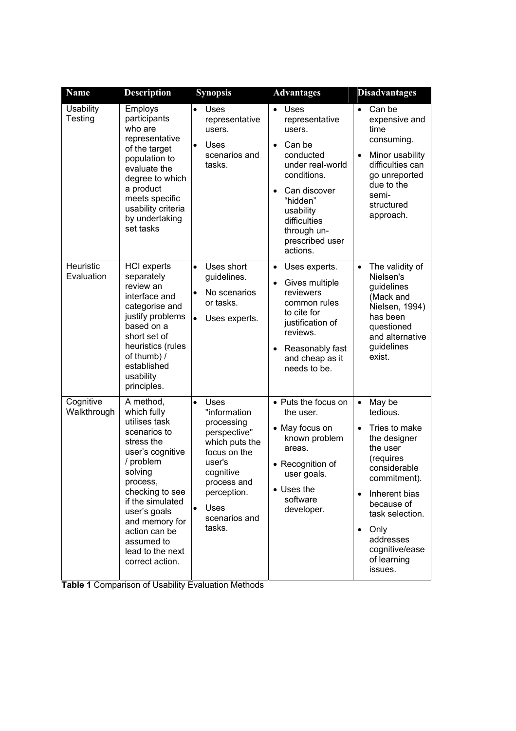| Name | Description | Synopsis | Advantages | Disadvantages |
|---|---|---|---|---|
| Usability Testing | Employs participants who are representative of the target population to evaluate the degree to which a product meets specific usability criteria by undertaking set tasks | • Uses representative users.<br>• Uses scenarios and tasks. | • Uses representative users.<br>• Can be conducted under real-world conditions.<br>• Can discover "hidden" usability difficulties through un-prescribed user actions. | • Can be expensive and time consuming.<br>• Minor usability difficulties can go unreported due to the semi-structured approach. |
| Heuristic Evaluation | HCI experts separately review an interface and categorise and justify problems based on a short set of heuristics (rules of thumb) / established usability principles. | • Uses short guidelines.<br>• No scenarios or tasks.<br>• Uses experts. | • Uses experts.<br>• Gives multiple reviewers common rules to cite for justification of reviews.<br>• Reasonably fast and cheap as it needs to be. | • The validity of Nielsen's guidelines (Mack and Nielsen, 1994) has been questioned and alternative guidelines exist. |
| Cognitive Walkthrough | A method, which fully utilises task scenarios to stress the user's cognitive / problem solving process, checking to see if the simulated user's goals and memory for action can be assumed to lead to the next correct action. | • Uses "information processing perspective" which puts the focus on the user's cognitive process and perception.<br>• Uses scenarios and tasks. | • Puts the focus on the user.<br>• May focus on known problem areas.<br>• Recognition of user goals.<br>• Uses the software developer. | • May be tedious.<br>• Tries to make the designer the user (requires considerable commitment).<br>• Inherent bias because of task selection.<br>• Only addresses cognitive/ease of learning issues. |

**Table 1** Comparison of Usability Evaluation Methods